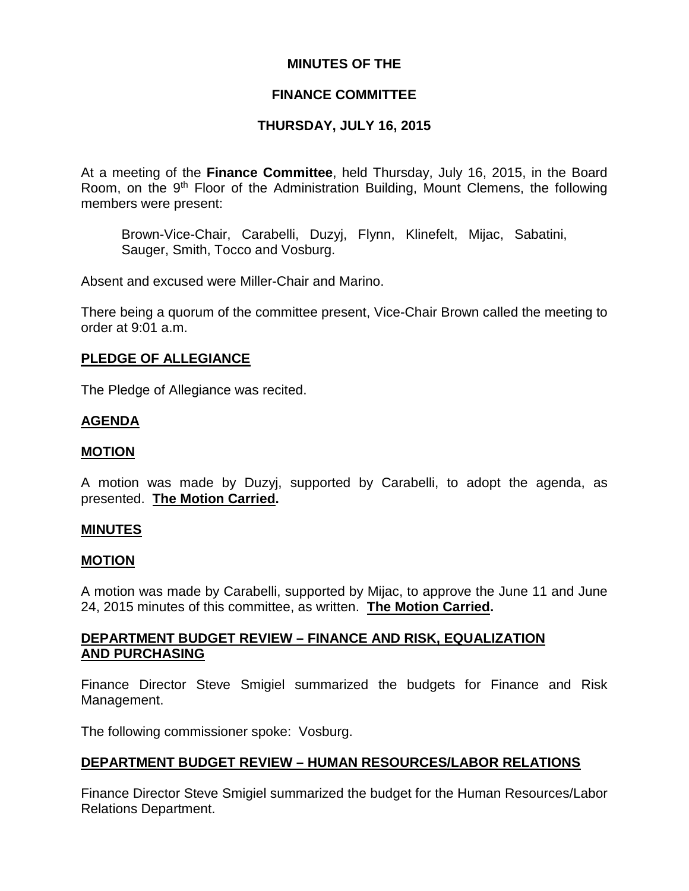# MINUTES OF THE

# FINANCE COMMITTEE

# THURSDAY, JULY 16, 2015

At a meeting of the **Finance Committee**, held Thursday, July 16, 2015, in the Board Room, on the 9th Floor of the Administration Building, Mount Clemens, the following members were present:

Brown-Vice-Chair, Carabelli, Duzyj, Flynn, Klinefelt, Mijac, Sabatini, Sauger, Smith, Tocco and Vosburg.

Absent and excused were Miller-Chair and Marino.

There being a quorum of the committee present, Vice-Chair Brown called the meeting to order at 9:01 a.m.

## PLEDGE OF ALLEGIANCE

The Pledge of Allegiance was recited.

## AGENDA

## MOTION

A motion was made by Duzyj, supported by Carabelli, to adopt the agenda, as presented. **The Motion Carried.**

## MINUTES

## MOTION

A motion was made by Carabelli, supported by Mijac, to approve the June 11 and June 24, 2015 minutes of this committee, as written. **The Motion Carried.**

## DEPARTMENT BUDGET REVIEW – FINANCE AND RISK, EQUALIZATION AND PURCHASING

Finance Director Steve Smigiel summarized the budgets for Finance and Risk Management.

The following commissioner spoke: Vosburg.

## DEPARTMENT BUDGET REVIEW – HUMAN RESOURCES/LABOR RELATIONS

Finance Director Steve Smigiel summarized the budget for the Human Resources/Labor Relations Department.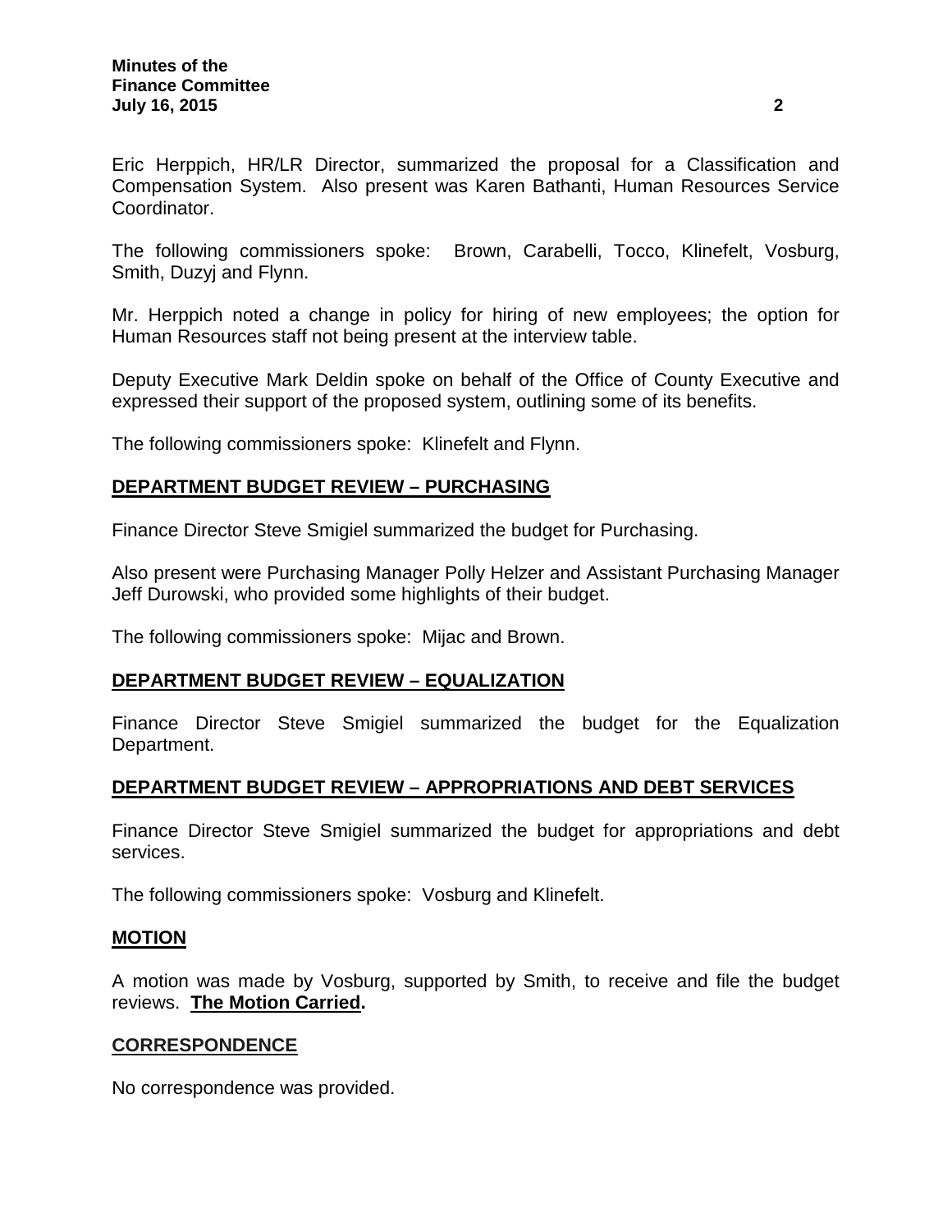Eric Herppich, HR/LR Director, summarized the proposal for a Classification and Compensation System. Also present was Karen Bathanti, Human Resources Service Coordinator.

The following commissioners spoke: Brown, Carabelli, Tocco, Klinefelt, Vosburg, Smith, Duzyj and Flynn.

Mr. Herppich noted a change in policy for hiring of new employees; the option for Human Resources staff not being present at the interview table.

Deputy Executive Mark Deldin spoke on behalf of the Office of County Executive and expressed their support of the proposed system, outlining some of its benefits.

The following commissioners spoke: Klinefelt and Flynn.

## DEPARTMENT BUDGET REVIEW – PURCHASING

Finance Director Steve Smigiel summarized the budget for Purchasing.

Also present were Purchasing Manager Polly Helzer and Assistant Purchasing Manager Jeff Durowski, who provided some highlights of their budget.

The following commissioners spoke: Mijac and Brown.

## DEPARTMENT BUDGET REVIEW – EQUALIZATION

Finance Director Steve Smigiel summarized the budget for the Equalization Department.

## DEPARTMENT BUDGET REVIEW – APPROPRIATIONS AND DEBT SERVICES

Finance Director Steve Smigiel summarized the budget for appropriations and debt services.

The following commissioners spoke: Vosburg and Klinefelt.

## MOTION

A motion was made by Vosburg, supported by Smith, to receive and file the budget reviews. **The Motion Carried.**

## CORRESPONDENCE

No correspondence was provided.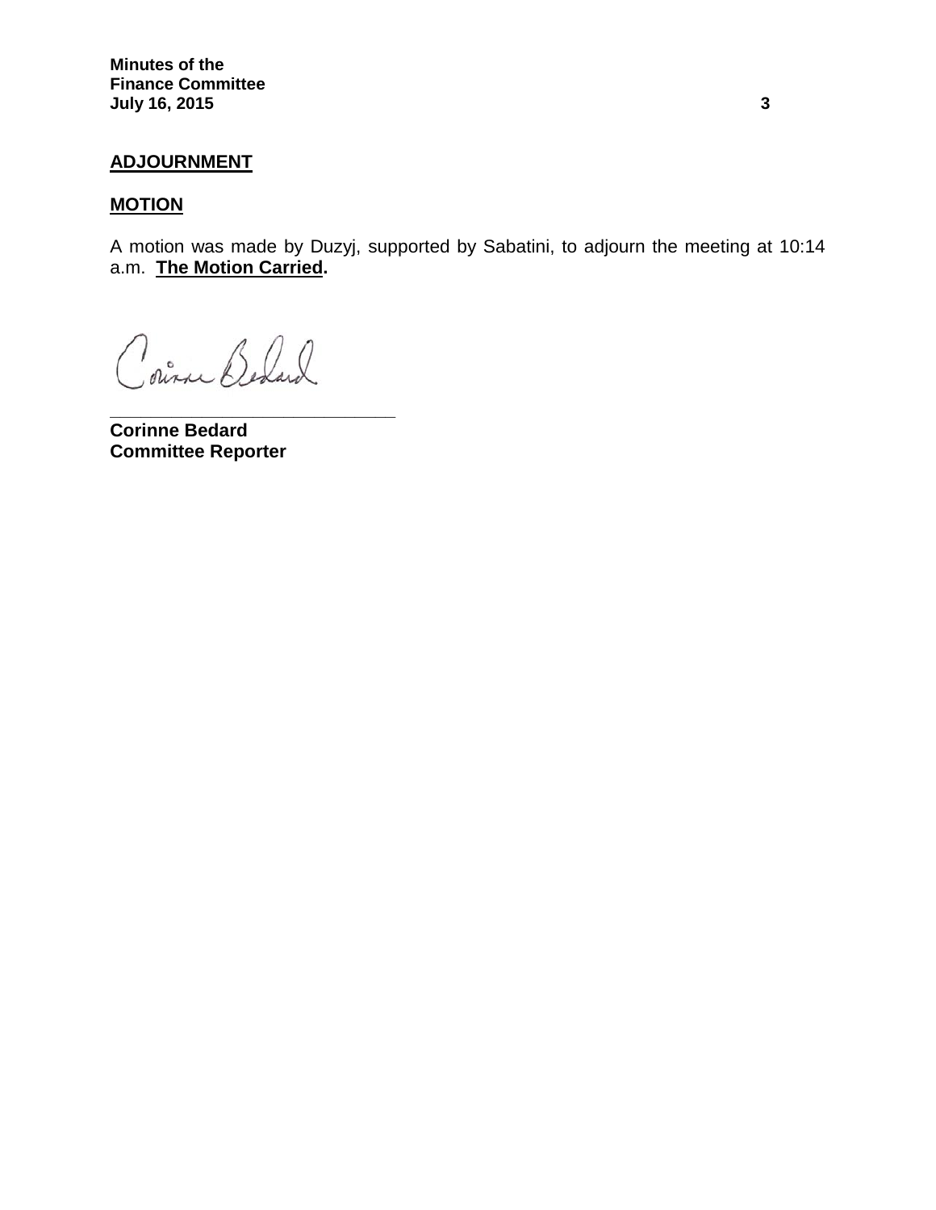## ADJOURNMENT

## MOTION

A motion was made by Duzyj, supported by Sabatini, to adjourn the meeting at 10:14 a.m. **The Motion Carried.**

\_\_\_\_\_\_\_\_\_\_\_\_\_\_\_\_\_\_\_\_\_\_\_\_\_\_\_\_\_\_

**Corinne Bedard**
**Committee Reporter**